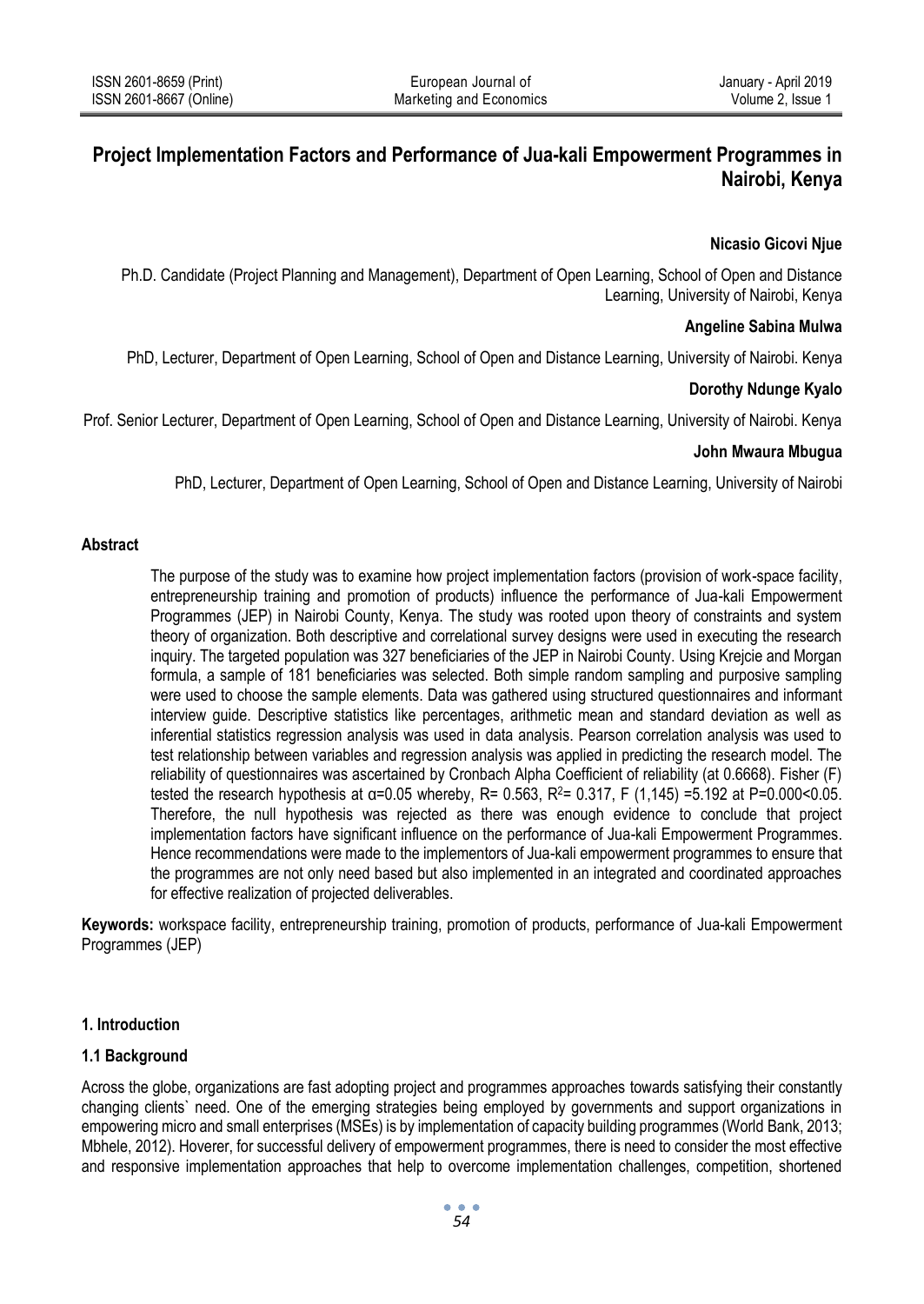# Project Implementation Factors and Performance of Jua-kali Empowerment Programmes in Nairobi, Kenya

**Nicasio Gicovi Njue**

Ph.D. Candidate (Project Planning and Management), Department of Open Learning, School of Open and Distance Learning, University of Nairobi, Kenya

**Angeline Sabina Mulwa**

PhD, Lecturer, Department of Open Learning, School of Open and Distance Learning, University of Nairobi. Kenya

**Dorothy Ndunge Kyalo**

Prof. Senior Lecturer, Department of Open Learning, School of Open and Distance Learning, University of Nairobi. Kenya

**John Mwaura Mbugua**

PhD, Lecturer, Department of Open Learning, School of Open and Distance Learning, University of Nairobi

## Abstract

The purpose of the study was to examine how project implementation factors (provision of work-space facility, entrepreneurship training and promotion of products) influence the performance of Jua-kali Empowerment Programmes (JEP) in Nairobi County, Kenya. The study was rooted upon theory of constraints and system theory of organization. Both descriptive and correlational survey designs were used in executing the research inquiry. The targeted population was 327 beneficiaries of the JEP in Nairobi County. Using Krejcie and Morgan formula, a sample of 181 beneficiaries was selected. Both simple random sampling and purposive sampling were used to choose the sample elements. Data was gathered using structured questionnaires and informant interview guide. Descriptive statistics like percentages, arithmetic mean and standard deviation as well as inferential statistics regression analysis was used in data analysis. Pearson correlation analysis was used to test relationship between variables and regression analysis was applied in predicting the research model. The reliability of questionnaires was ascertained by Cronbach Alpha Coefficient of reliability (at 0.6668). Fisher (F) tested the research hypothesis at $\alpha=0.05$ whereby, $R= 0.563$, $R^2= 0.317$, $F(1,145) =5.192$ at $P=0.000<0.05$. Therefore, the null hypothesis was rejected as there was enough evidence to conclude that project implementation factors have significant influence on the performance of Jua-kali Empowerment Programmes. Hence recommendations were made to the implementors of Jua-kali empowerment programmes to ensure that the programmes are not only need based but also implemented in an integrated and coordinated approaches for effective realization of projected deliverables.

**Keywords:** workspace facility, entrepreneurship training, promotion of products, performance of Jua-kali Empowerment Programmes (JEP)

## 1. Introduction

### 1.1 Background

Across the globe, organizations are fast adopting project and programmes approaches towards satisfying their constantly changing clients` need. One of the emerging strategies being employed by governments and support organizations in empowering micro and small enterprises (MSEs) is by implementation of capacity building programmes (World Bank, 2013; Mbhele, 2012). Hoverer, for successful delivery of empowerment programmes, there is need to consider the most effective and responsive implementation approaches that help to overcome implementation challenges, competition, shortened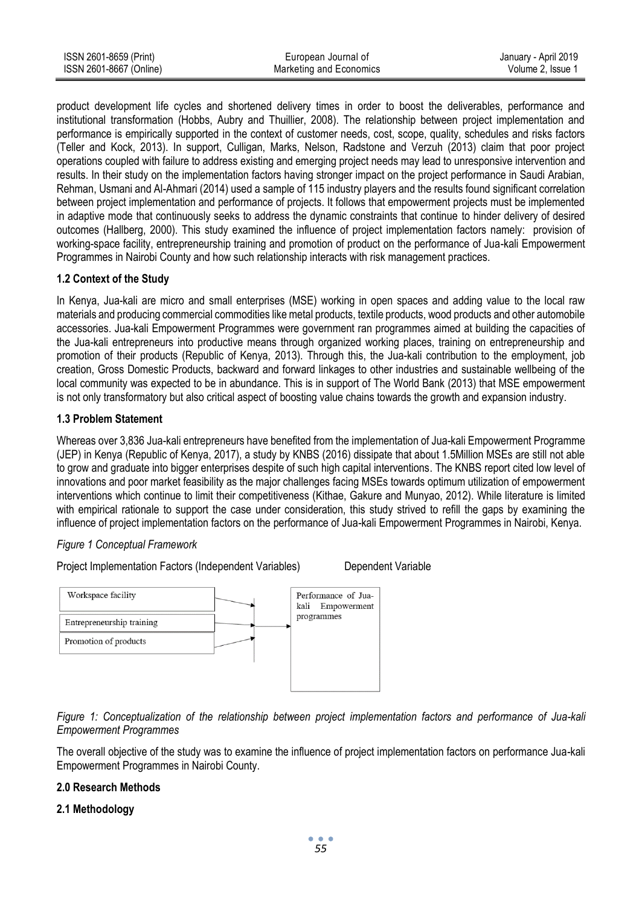product development life cycles and shortened delivery times in order to boost the deliverables, performance and institutional transformation (Hobbs, Aubry and Thuillier, 2008). The relationship between project implementation and performance is empirically supported in the context of customer needs, cost, scope, quality, schedules and risks factors (Teller and Kock, 2013). In support, Culligan, Marks, Nelson, Radstone and Verzuh (2013) claim that poor project operations coupled with failure to address existing and emerging project needs may lead to unresponsive intervention and results. In their study on the implementation factors having stronger impact on the project performance in Saudi Arabian, Rehman, Usmani and Al-Ahmari (2014) used a sample of 115 industry players and the results found significant correlation between project implementation and performance of projects. It follows that empowerment projects must be implemented in adaptive mode that continuously seeks to address the dynamic constraints that continue to hinder delivery of desired outcomes (Hallberg, 2000). This study examined the influence of project implementation factors namely: provision of working-space facility, entrepreneurship training and promotion of product on the performance of Jua-kali Empowerment Programmes in Nairobi County and how such relationship interacts with risk management practices.

### 1.2 Context of the Study

In Kenya, Jua-kali are micro and small enterprises (MSE) working in open spaces and adding value to the local raw materials and producing commercial commodities like metal products, textile products, wood products and other automobile accessories. Jua-kali Empowerment Programmes were government ran programmes aimed at building the capacities of the Jua-kali entrepreneurs into productive means through organized working places, training on entrepreneurship and promotion of their products (Republic of Kenya, 2013). Through this, the Jua-kali contribution to the employment, job creation, Gross Domestic Products, backward and forward linkages to other industries and sustainable wellbeing of the local community was expected to be in abundance. This is in support of The World Bank (2013) that MSE empowerment is not only transformatory but also critical aspect of boosting value chains towards the growth and expansion industry.

### 1.3 Problem Statement

Whereas over 3,836 Jua-kali entrepreneurs have benefited from the implementation of Jua-kali Empowerment Programme (JEP) in Kenya (Republic of Kenya, 2017), a study by KNBS (2016) dissipate that about 1.5Million MSEs are still not able to grow and graduate into bigger enterprises despite of such high capital interventions. The KNBS report cited low level of innovations and poor market feasibility as the major challenges facing MSEs towards optimum utilization of empowerment interventions which continue to limit their competitiveness (Kithae, Gakure and Munyao, 2012). While literature is limited with empirical rationale to support the case under consideration, this study strived to refill the gaps by examining the influence of project implementation factors on the performance of Jua-kali Empowerment Programmes in Nairobi, Kenya.

*Figure 1 Conceptual Framework*

Project Implementation Factors (Independent Variables) Dependent Variable

| Independent Variables | | Dependent Variable |
|---|---|---|
| Workspace facility | → | Performance of Jua-kali Empowerment programmes |
| Entrepreneurship training | → | |
| Promotion of products | → | |

*Figure 1: Conceptualization of the relationship between project implementation factors and performance of Jua-kali Empowerment Programmes*

The overall objective of the study was to examine the influence of project implementation factors on performance Jua-kali Empowerment Programmes in Nairobi County.

## 2.0 Research Methods

### 2.1 Methodology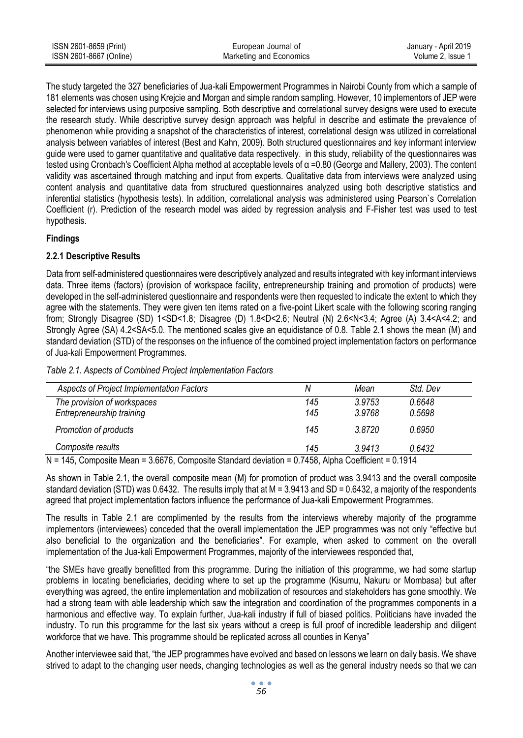The study targeted the 327 beneficiaries of Jua-kali Empowerment Programmes in Nairobi County from which a sample of 181 elements was chosen using Krejcie and Morgan and simple random sampling. However, 10 implementors of JEP were selected for interviews using purposive sampling. Both descriptive and correlational survey designs were used to execute the research study. While descriptive survey design approach was helpful in describe and estimate the prevalence of phenomenon while providing a snapshot of the characteristics of interest, correlational design was utilized in correlational analysis between variables of interest (Best and Kahn, 2009). Both structured questionnaires and key informant interview guide were used to garner quantitative and qualitative data respectively. in this study, reliability of the questionnaires was tested using Cronbach's Coefficient Alpha method at acceptable levels of α =0.80 (George and Mallery, 2003). The content validity was ascertained through matching and input from experts. Qualitative data from interviews were analyzed using content analysis and quantitative data from structured questionnaires analyzed using both descriptive statistics and inferential statistics (hypothesis tests). In addition, correlational analysis was administered using Pearson`s Correlation Coefficient (r). Prediction of the research model was aided by regression analysis and F-Fisher test was used to test hypothesis.

**Findings**

**2.2.1 Descriptive Results**

Data from self-administered questionnaires were descriptively analyzed and results integrated with key informant interviews data. Three items (factors) (provision of workspace facility, entrepreneurship training and promotion of products) were developed in the self-administered questionnaire and respondents were then requested to indicate the extent to which they agree with the statements. They were given ten items rated on a five-point Likert scale with the following scoring ranging from; Strongly Disagree (SD) 1<SD<1.8; Disagree (D) 1.8<D<2.6; Neutral (N) 2.6<N<3.4; Agree (A) 3.4<A<4.2; and Strongly Agree (SA) 4.2<SA<5.0. The mentioned scales give an equidistance of 0.8. Table 2.1 shows the mean (M) and standard deviation (STD) of the responses on the influence of the combined project implementation factors on performance of Jua-kali Empowerment Programmes.

*Table 2.1. Aspects of Combined Project Implementation Factors*

| *Aspects of Project Implementation Factors* | *N* | *Mean* | *Std. Dev* |
|---|---|---|---|
| *The provision of workspaces* | *145* | *3.9753* | *0.6648* |
| *Entrepreneurship training* | *145* | *3.9768* | *0.5698* |
| *Promotion of products* | *145* | *3.8720* | *0.6950* |
| *Composite results* | *145* | *3.9413* | *0.6432* |

N = 145, Composite Mean = 3.6676, Composite Standard deviation = 0.7458, Alpha Coefficient = 0.1914

As shown in Table 2.1, the overall composite mean (M) for promotion of product was 3.9413 and the overall composite standard deviation (STD) was 0.6432. The results imply that at M = 3.9413 and SD = 0.6432, a majority of the respondents agreed that project implementation factors influence the performance of Jua-kali Empowerment Programmes.

The results in Table 2.1 are complimented by the results from the interviews whereby majority of the programme implementors (interviewees) conceded that the overall implementation the JEP programmes was not only "effective but also beneficial to the organization and the beneficiaries". For example, when asked to comment on the overall implementation of the Jua-kali Empowerment Programmes, majority of the interviewees responded that,

"the SMEs have greatly benefitted from this programme. During the initiation of this programme, we had some startup problems in locating beneficiaries, deciding where to set up the programme (Kisumu, Nakuru or Mombasa) but after everything was agreed, the entire implementation and mobilization of resources and stakeholders has gone smoothly. We had a strong team with able leadership which saw the integration and coordination of the programmes components in a harmonious and effective way. To explain further, Jua-kali industry if full of biased politics. Politicians have invaded the industry. To run this programme for the last six years without a creep is full proof of incredible leadership and diligent workforce that we have. This programme should be replicated across all counties in Kenya"

Another interviewee said that, "the JEP programmes have evolved and based on lessons we learn on daily basis. We shave strived to adapt to the changing user needs, changing technologies as well as the general industry needs so that we can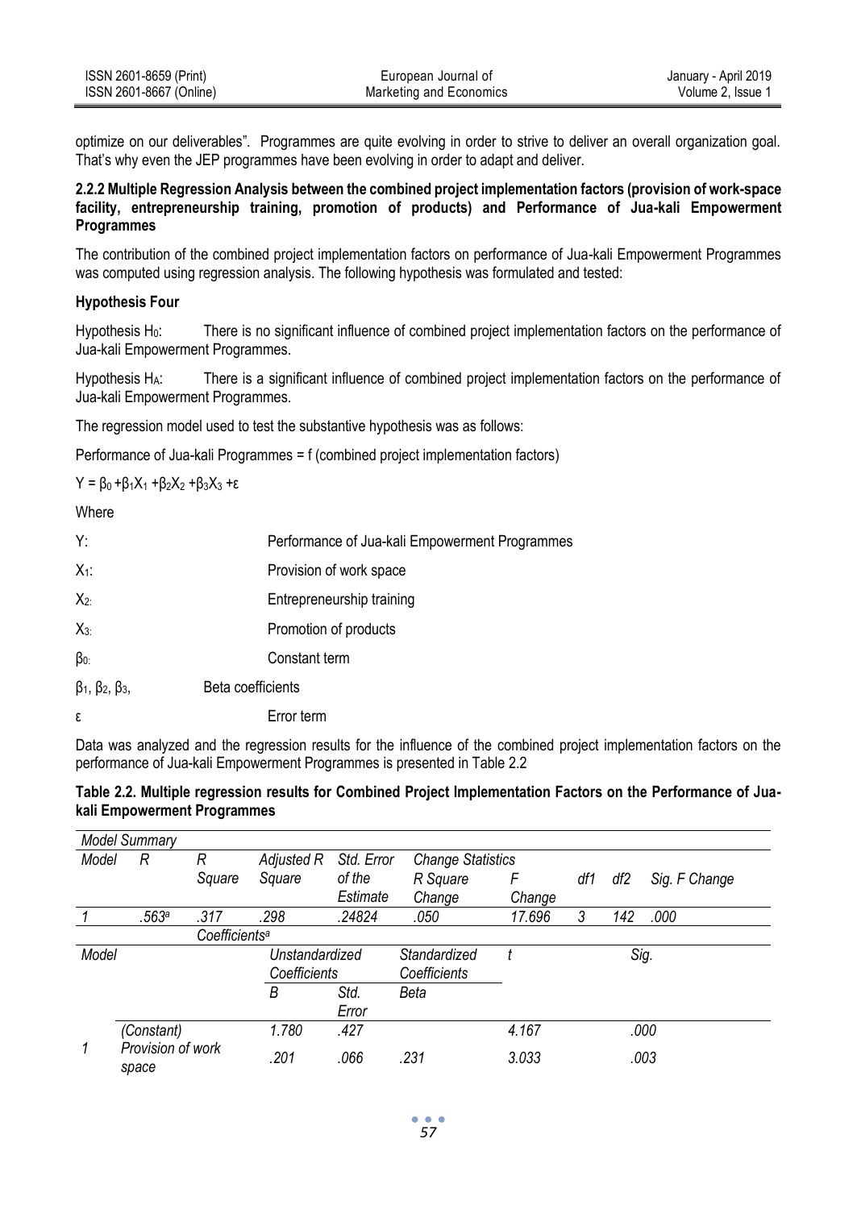optimize on our deliverables". Programmes are quite evolving in order to strive to deliver an overall organization goal. That's why even the JEP programmes have been evolving in order to adapt and deliver.

### 2.2.2 Multiple Regression Analysis between the combined project implementation factors (provision of work-space facility, entrepreneurship training, promotion of products) and Performance of Jua-kali Empowerment Programmes

The contribution of the combined project implementation factors on performance of Jua-kali Empowerment Programmes was computed using regression analysis. The following hypothesis was formulated and tested:

**Hypothesis Four**

Hypothesis $H_0$: There is no significant influence of combined project implementation factors on the performance of Jua-kali Empowerment Programmes.

Hypothesis $H_A$: There is a significant influence of combined project implementation factors on the performance of Jua-kali Empowerment Programmes.

The regression model used to test the substantive hypothesis was as follows:

Performance of Jua-kali Programmes = f (combined project implementation factors)

$Y = \beta_0 + \beta_1 X_1 + \beta_2 X_2 + \beta_3 X_3 + \varepsilon$

Where

$Y$: Performance of Jua-kali Empowerment Programmes

$X_1$: Provision of work space

$X_2$: Entrepreneurship training

$X_3$: Promotion of products

$\beta_0$: Constant term

$\beta_1, \beta_2, \beta_3$, Beta coefficients

$\varepsilon$ Error term

Data was analyzed and the regression results for the influence of the combined project implementation factors on the performance of Jua-kali Empowerment Programmes is presented in Table 2.2

**Table 2.2. Multiple regression results for Combined Project Implementation Factors on the Performance of Jua-kali Empowerment Programmes**

*Model Summary*

| Model | R | R Square | Adjusted R Square | Std. Error of the Estimate | Change Statistics | | | | |
|---|---|---|---|---|---|---|---|---|---|
| | | | | | R Square Change | F Change | df1 | df2 | Sig. F Change |
| 1 | .563[a] | .317 | .298 | .24824 | .050 | 17.696 | 3 | 142 | .000 |

*Coefficients[a]*

| Model | | Unstandardized Coefficients | | Standardized Coefficients | t | Sig. |
|---|---|---|---|---|---|---|
| | | B | Std. Error | Beta | | |
| 1 | (Constant) | 1.780 | .427 | | 4.167 | .000 |
| | Provision of work space | .201 | .066 | .231 | 3.033 | .003 |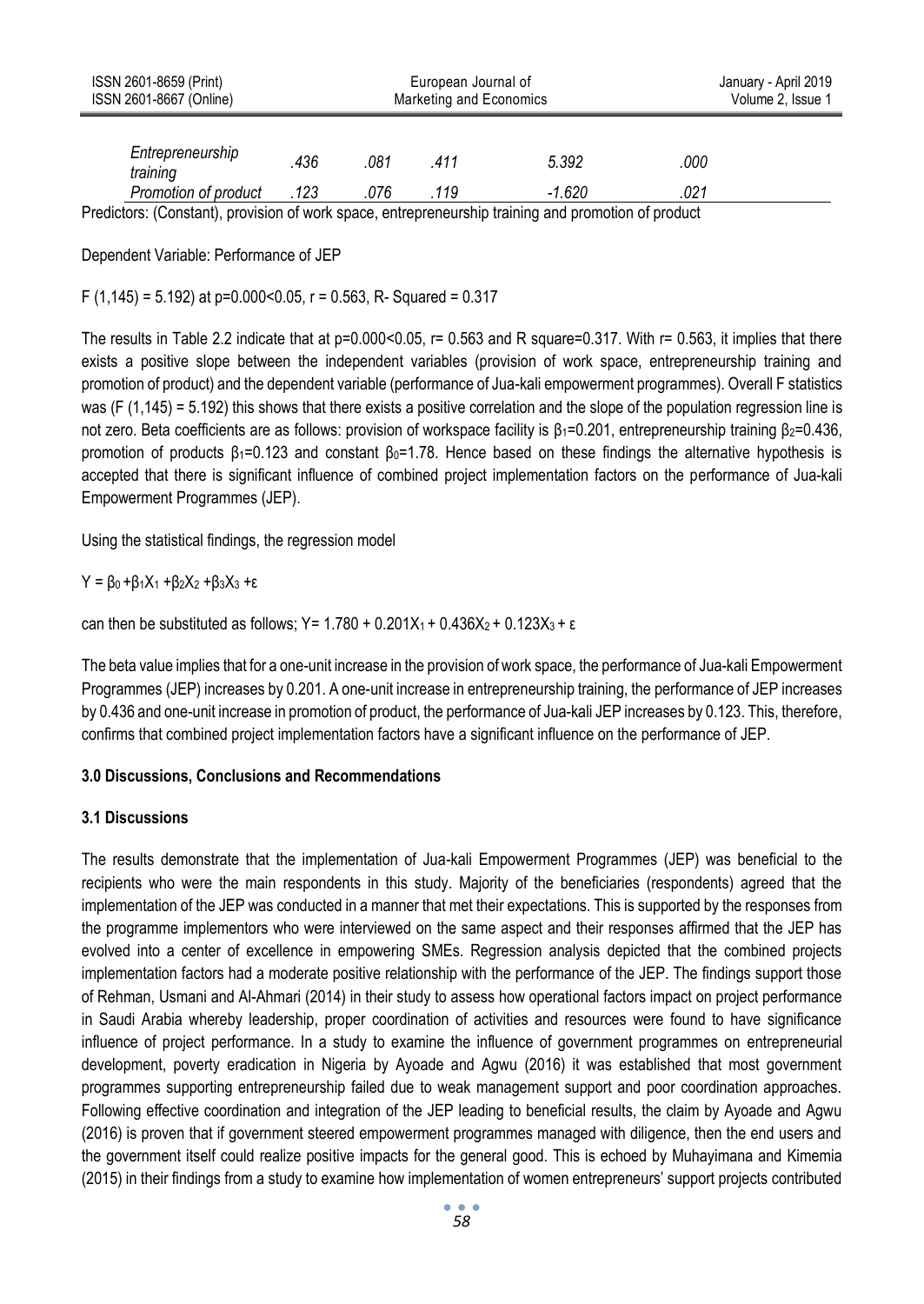| | | | | | |
|---|---|---|---|---|---|
| *Entrepreneurship training* | *.436* | *.081* | *.411* | *5.392* | *.000* |
| *Promotion of product* | *.123* | *.076* | *.119* | *-1.620* | *.021* |

Predictors: (Constant), provision of work space, entrepreneurship training and promotion of product

Dependent Variable: Performance of JEP

$F (1,145) = 5.192$ at $p=0.000<0.05$, $r = 0.563$, R- Squared = 0.317

The results in Table 2.2 indicate that at $p=0.000<0.05$, $r= 0.563$ and R square=0.317. With $r= 0.563$, it implies that there exists a positive slope between the independent variables (provision of work space, entrepreneurship training and promotion of product) and the dependent variable (performance of Jua-kali empowerment programmes). Overall F statistics was ($F (1,145) = 5.192$) this shows that there exists a positive correlation and the slope of the population regression line is not zero. Beta coefficients are as follows: provision of workspace facility is $\beta_1=0.201$, entrepreneurship training $\beta_2=0.436$, promotion of products $\beta_1=0.123$ and constant $\beta_0=1.78$. Hence based on these findings the alternative hypothesis is accepted that there is significant influence of combined project implementation factors on the performance of Jua-kali Empowerment Programmes (JEP).

Using the statistical findings, the regression model

$Y = \beta_0 + \beta_1 X_1 + \beta_2 X_2 + \beta_3 X_3 + \varepsilon$

can then be substituted as follows; $Y= 1.780 + 0.201X_1 + 0.436X_2 + 0.123X_3 + \varepsilon$

The beta value implies that for a one-unit increase in the provision of work space, the performance of Jua-kali Empowerment Programmes (JEP) increases by 0.201. A one-unit increase in entrepreneurship training, the performance of JEP increases by 0.436 and one-unit increase in promotion of product, the performance of Jua-kali JEP increases by 0.123. This, therefore, confirms that combined project implementation factors have a significant influence on the performance of JEP.

## 3.0 Discussions, Conclusions and Recommendations

### 3.1 Discussions

The results demonstrate that the implementation of Jua-kali Empowerment Programmes (JEP) was beneficial to the recipients who were the main respondents in this study. Majority of the beneficiaries (respondents) agreed that the implementation of the JEP was conducted in a manner that met their expectations. This is supported by the responses from the programme implementors who were interviewed on the same aspect and their responses affirmed that the JEP has evolved into a center of excellence in empowering SMEs. Regression analysis depicted that the combined projects implementation factors had a moderate positive relationship with the performance of the JEP. The findings support those of Rehman, Usmani and Al-Ahmari (2014) in their study to assess how operational factors impact on project performance in Saudi Arabia whereby leadership, proper coordination of activities and resources were found to have significance influence of project performance. In a study to examine the influence of government programmes on entrepreneurial development, poverty eradication in Nigeria by Ayoade and Agwu (2016) it was established that most government programmes supporting entrepreneurship failed due to weak management support and poor coordination approaches. Following effective coordination and integration of the JEP leading to beneficial results, the claim by Ayoade and Agwu (2016) is proven that if government steered empowerment programmes managed with diligence, then the end users and the government itself could realize positive impacts for the general good. This is echoed by Muhayimana and Kimemia (2015) in their findings from a study to examine how implementation of women entrepreneurs' support projects contributed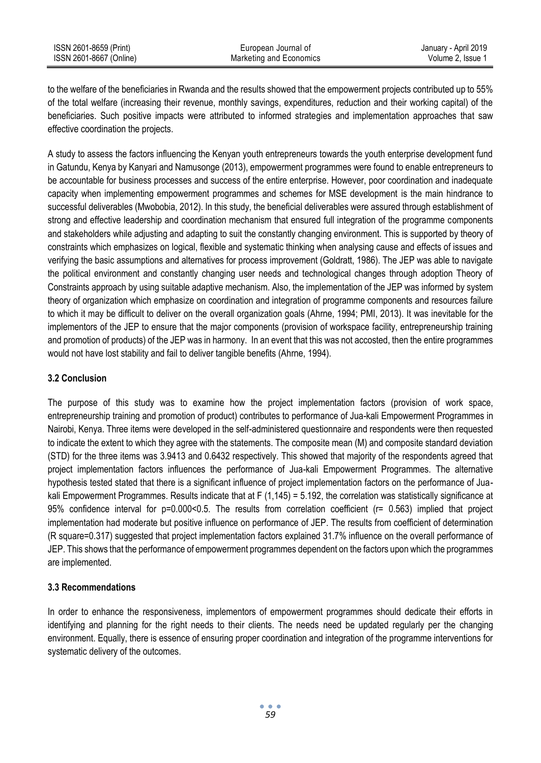to the welfare of the beneficiaries in Rwanda and the results showed that the empowerment projects contributed up to 55% of the total welfare (increasing their revenue, monthly savings, expenditures, reduction and their working capital) of the beneficiaries. Such positive impacts were attributed to informed strategies and implementation approaches that saw effective coordination the projects.

A study to assess the factors influencing the Kenyan youth entrepreneurs towards the youth enterprise development fund in Gatundu, Kenya by Kanyari and Namusonge (2013), empowerment programmes were found to enable entrepreneurs to be accountable for business processes and success of the entire enterprise. However, poor coordination and inadequate capacity when implementing empowerment programmes and schemes for MSE development is the main hindrance to successful deliverables (Mwobobia, 2012). In this study, the beneficial deliverables were assured through establishment of strong and effective leadership and coordination mechanism that ensured full integration of the programme components and stakeholders while adjusting and adapting to suit the constantly changing environment. This is supported by theory of constraints which emphasizes on logical, flexible and systematic thinking when analysing cause and effects of issues and verifying the basic assumptions and alternatives for process improvement (Goldratt, 1986). The JEP was able to navigate the political environment and constantly changing user needs and technological changes through adoption Theory of Constraints approach by using suitable adaptive mechanism. Also, the implementation of the JEP was informed by system theory of organization which emphasize on coordination and integration of programme components and resources failure to which it may be difficult to deliver on the overall organization goals (Ahrne, 1994; PMI, 2013). It was inevitable for the implementors of the JEP to ensure that the major components (provision of workspace facility, entrepreneurship training and promotion of products) of the JEP was in harmony. In an event that this was not accosted, then the entire programmes would not have lost stability and fail to deliver tangible benefits (Ahrne, 1994).

### 3.2 Conclusion

The purpose of this study was to examine how the project implementation factors (provision of work space, entrepreneurship training and promotion of product) contributes to performance of Jua-kali Empowerment Programmes in Nairobi, Kenya. Three items were developed in the self-administered questionnaire and respondents were then requested to indicate the extent to which they agree with the statements. The composite mean (M) and composite standard deviation (STD) for the three items was 3.9413 and 0.6432 respectively. This showed that majority of the respondents agreed that project implementation factors influences the performance of Jua-kali Empowerment Programmes. The alternative hypothesis tested stated that there is a significant influence of project implementation factors on the performance of Jua-kali Empowerment Programmes. Results indicate that at $F(1,145) = 5.192$, the correlation was statistically significance at 95% confidence interval for $p=0.000<0.5$. The results from correlation coefficient ($r= 0.563$) implied that project implementation had moderate but positive influence on performance of JEP. The results from coefficient of determination (R square=0.317) suggested that project implementation factors explained 31.7% influence on the overall performance of JEP. This shows that the performance of empowerment programmes dependent on the factors upon which the programmes are implemented.

### 3.3 Recommendations

In order to enhance the responsiveness, implementors of empowerment programmes should dedicate their efforts in identifying and planning for the right needs to their clients. The needs need be updated regularly per the changing environment. Equally, there is essence of ensuring proper coordination and integration of the programme interventions for systematic delivery of the outcomes.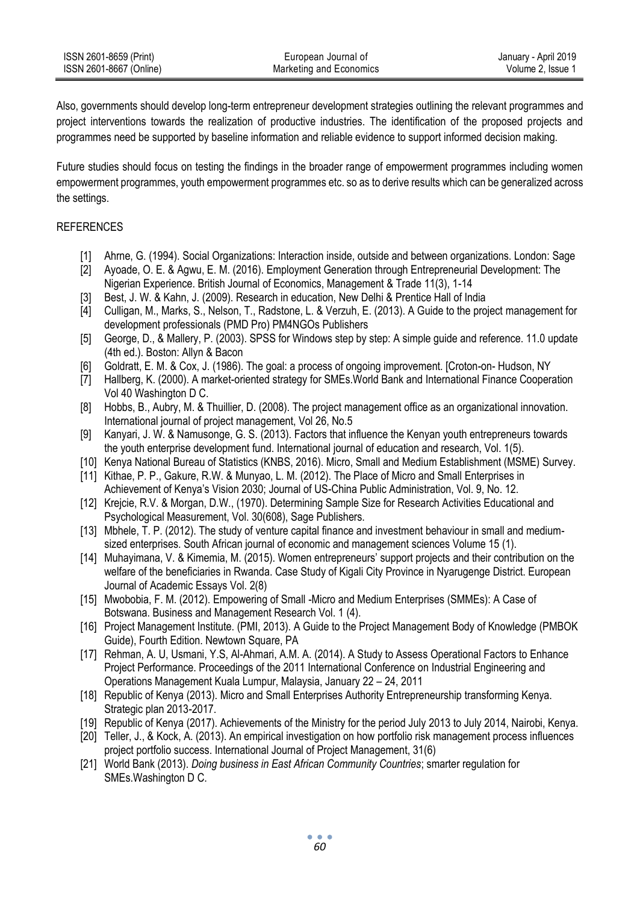Also, governments should develop long-term entrepreneur development strategies outlining the relevant programmes and project interventions towards the realization of productive industries. The identification of the proposed projects and programmes need be supported by baseline information and reliable evidence to support informed decision making.

Future studies should focus on testing the findings in the broader range of empowerment programmes including women empowerment programmes, youth empowerment programmes etc. so as to derive results which can be generalized across the settings.

## REFERENCES

[1] Ahrne, G. (1994). Social Organizations: Interaction inside, outside and between organizations. London: Sage

[2] Ayoade, O. E. & Agwu, E. M. (2016). Employment Generation through Entrepreneurial Development: The Nigerian Experience. British Journal of Economics, Management & Trade 11(3), 1-14

[3] Best, J. W. & Kahn, J. (2009). Research in education, New Delhi & Prentice Hall of India

[4] Culligan, M., Marks, S., Nelson, T., Radstone, L. & Verzuh, E. (2013). A Guide to the project management for development professionals (PMD Pro) PM4NGOs Publishers

[5] George, D., & Mallery, P. (2003). SPSS for Windows step by step: A simple guide and reference. 11.0 update (4th ed.). Boston: Allyn & Bacon

[6] Goldratt, E. M. & Cox, J. (1986). The goal: a process of ongoing improvement. [Croton-on- Hudson, NY

[7] Hallberg, K. (2000). A market-oriented strategy for SMEs.World Bank and International Finance Cooperation Vol 40 Washington D C.

[8] Hobbs, B., Aubry, M. & Thuillier, D. (2008). The project management office as an organizational innovation. International journal of project management, Vol 26, No.5

[9] Kanyari, J. W. & Namusonge, G. S. (2013). Factors that influence the Kenyan youth entrepreneurs towards the youth enterprise development fund. International journal of education and research, Vol. 1(5).

[10] Kenya National Bureau of Statistics (KNBS, 2016). Micro, Small and Medium Establishment (MSME) Survey.

[11] Kithae, P. P., Gakure, R.W. & Munyao, L. M. (2012). The Place of Micro and Small Enterprises in Achievement of Kenya's Vision 2030; Journal of US-China Public Administration, Vol. 9, No. 12.

[12] Krejcie, R.V. & Morgan, D.W., (1970). Determining Sample Size for Research Activities Educational and Psychological Measurement, Vol. 30(608), Sage Publishers.

[13] Mbhele, T. P. (2012). The study of venture capital finance and investment behaviour in small and medium-sized enterprises. South African journal of economic and management sciences Volume 15 (1).

[14] Muhayimana, V. & Kimemia, M. (2015). Women entrepreneurs' support projects and their contribution on the welfare of the beneficiaries in Rwanda. Case Study of Kigali City Province in Nyarugenge District. European Journal of Academic Essays Vol. 2(8)

[15] Mwobobia, F. M. (2012). Empowering of Small -Micro and Medium Enterprises (SMMEs): A Case of Botswana. Business and Management Research Vol. 1 (4).

[16] Project Management Institute. (PMI, 2013). A Guide to the Project Management Body of Knowledge (PMBOK Guide), Fourth Edition. Newtown Square, PA

[17] Rehman, A. U, Usmani, Y.S, Al-Ahmari, A.M. A. (2014). A Study to Assess Operational Factors to Enhance Project Performance. Proceedings of the 2011 International Conference on Industrial Engineering and Operations Management Kuala Lumpur, Malaysia, January 22 – 24, 2011

[18] Republic of Kenya (2013). Micro and Small Enterprises Authority Entrepreneurship transforming Kenya. Strategic plan 2013-2017.

[19] Republic of Kenya (2017). Achievements of the Ministry for the period July 2013 to July 2014, Nairobi, Kenya.

[20] Teller, J., & Kock, A. (2013). An empirical investigation on how portfolio risk management process influences project portfolio success. International Journal of Project Management, 31(6)

[21] World Bank (2013). *Doing business in East African Community Countries*; smarter regulation for SMEs.Washington D C.